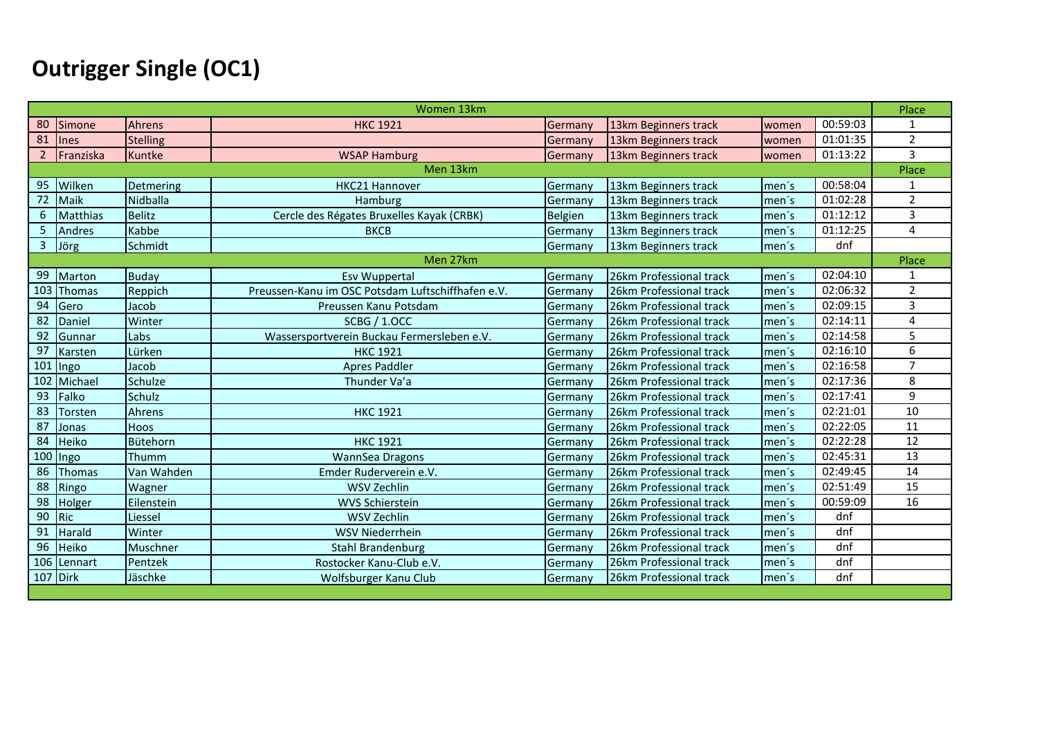# Outrigger Single (OC1)

| | | | Women 13km | | | | | Place |
|---|---|---|---|---|---|---|---|---|
| 80 | Simone | Ahrens | HKC 1921 | Germany | 13km Beginners track | women | 00:59:03 | 1 |
| 81 | Ines | Stelling | | Germany | 13km Beginners track | women | 01:01:35 | 2 |
| 2 | Franziska | Kuntke | WSAP Hamburg | Germany | 13km Beginners track | women | 01:13:22 | 3 |
| | | | Men 13km | | | | | Place |
| 95 | Wilken | Detmering | HKC21 Hannover | Germany | 13km Beginners track | men´s | 00:58:04 | 1 |
| 72 | Maik | Nidballa | Hamburg | Germany | 13km Beginners track | men´s | 01:02:28 | 2 |
| 6 | Matthias | Belitz | Cercle des Régates Bruxelles Kayak (CRBK) | Belgien | 13km Beginners track | men´s | 01:12:12 | 3 |
| 5 | Andres | Kabbe | BKCB | Germany | 13km Beginners track | men´s | 01:12:25 | 4 |
| 3 | Jörg | Schmidt | | Germany | 13km Beginners track | men´s | dnf | |
| | | | Men 27km | | | | | Place |
| 99 | Marton | Buday | Esv Wuppertal | Germany | 26km Professional track | men´s | 02:04:10 | 1 |
| 103 | Thomas | Reppich | Preussen-Kanu im OSC Potsdam Luftschiffhafen e.V. | Germany | 26km Professional track | men´s | 02:06:32 | 2 |
| 94 | Gero | Jacob | Preussen Kanu Potsdam | Germany | 26km Professional track | men´s | 02:09:15 | 3 |
| 82 | Daniel | Winter | SCBG / 1.OCC | Germany | 26km Professional track | men´s | 02:14:11 | 4 |
| 92 | Gunnar | Labs | Wassersportverein Buckau Fermersleben e.V. | Germany | 26km Professional track | men´s | 02:14:58 | 5 |
| 97 | Karsten | Lürken | HKC 1921 | Germany | 26km Professional track | men´s | 02:16:10 | 6 |
| 101 | Ingo | Jacob | Apres Paddler | Germany | 26km Professional track | men´s | 02:16:58 | 7 |
| 102 | Michael | Schulze | Thunder Va'a | Germany | 26km Professional track | men´s | 02:17:36 | 8 |
| 93 | Falko | Schulz | | Germany | 26km Professional track | men´s | 02:17:41 | 9 |
| 83 | Torsten | Ahrens | HKC 1921 | Germany | 26km Professional track | men´s | 02:21:01 | 10 |
| 87 | Jonas | Hoos | | Germany | 26km Professional track | men´s | 02:22:05 | 11 |
| 84 | Heiko | Bütehorn | HKC 1921 | Germany | 26km Professional track | men´s | 02:22:28 | 12 |
| 100 | Ingo | Thumm | WannSea Dragons | Germany | 26km Professional track | men´s | 02:45:31 | 13 |
| 86 | Thomas | Van Wahden | Emder Ruderverein e.V. | Germany | 26km Professional track | men´s | 02:49:45 | 14 |
| 88 | Ringo | Wagner | WSV Zechlin | Germany | 26km Professional track | men´s | 02:51:49 | 15 |
| 98 | Holger | Eilenstein | WVS Schierstein | Germany | 26km Professional track | men´s | 00:59:09 | 16 |
| 90 | Ric | Liessel | WSV Zechlin | Germany | 26km Professional track | men´s | dnf | |
| 91 | Harald | Winter | WSV Niederrhein | Germany | 26km Professional track | men´s | dnf | |
| 96 | Heiko | Muschner | Stahl Brandenburg | Germany | 26km Professional track | men´s | dnf | |
| 106 | Lennart | Pentzek | Rostocker Kanu-Club e.V. | Germany | 26km Professional track | men´s | dnf | |
| 107 | Dirk | Jäschke | Wolfsburger Kanu Club | Germany | 26km Professional track | men´s | dnf | |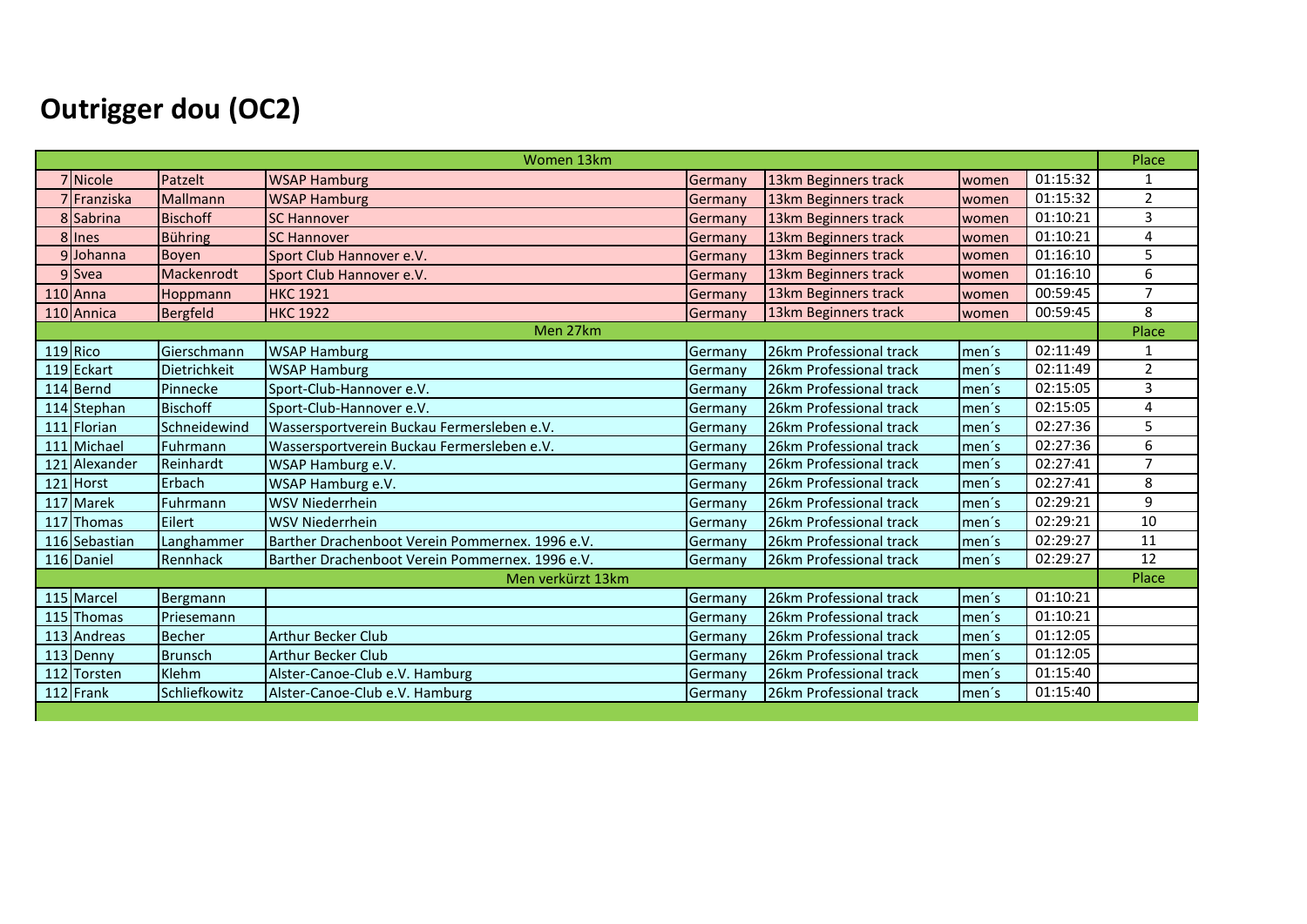# Outrigger dou (OC2)

| | | | | | | | | |
|---|---|---|---|---|---|---|---|---|
| Women 13km | | | | | | | | Place |
| 7 | Nicole | Patzelt | WSAP Hamburg | Germany | 13km Beginners track | women | 01:15:32 | 1 |
| 7 | Franziska | Mallmann | WSAP Hamburg | Germany | 13km Beginners track | women | 01:15:32 | 2 |
| 8 | Sabrina | Bischoff | SC Hannover | Germany | 13km Beginners track | women | 01:10:21 | 3 |
| 8 | Ines | Bühring | SC Hannover | Germany | 13km Beginners track | women | 01:10:21 | 4 |
| 9 | Johanna | Boyen | Sport Club Hannover e.V. | Germany | 13km Beginners track | women | 01:16:10 | 5 |
| 9 | Svea | Mackenrodt | Sport Club Hannover e.V. | Germany | 13km Beginners track | women | 01:16:10 | 6 |
| 110 | Anna | Hoppmann | HKC 1921 | Germany | 13km Beginners track | women | 00:59:45 | 7 |
| 110 | Annica | Bergfeld | HKC 1922 | Germany | 13km Beginners track | women | 00:59:45 | 8 |
| Men 27km | | | | | | | | Place |
| 119 | Rico | Gierschmann | WSAP Hamburg | Germany | 26km Professional track | men´s | 02:11:49 | 1 |
| 119 | Eckart | Dietrichkeit | WSAP Hamburg | Germany | 26km Professional track | men´s | 02:11:49 | 2 |
| 114 | Bernd | Pinnecke | Sport-Club-Hannover e.V. | Germany | 26km Professional track | men´s | 02:15:05 | 3 |
| 114 | Stephan | Bischoff | Sport-Club-Hannover e.V. | Germany | 26km Professional track | men´s | 02:15:05 | 4 |
| 111 | Florian | Schneidewind | Wassersportverein Buckau Fermersleben e.V. | Germany | 26km Professional track | men´s | 02:27:36 | 5 |
| 111 | Michael | Fuhrmann | Wassersportverein Buckau Fermersleben e.V. | Germany | 26km Professional track | men´s | 02:27:36 | 6 |
| 121 | Alexander | Reinhardt | WSAP Hamburg e.V. | Germany | 26km Professional track | men´s | 02:27:41 | 7 |
| 121 | Horst | Erbach | WSAP Hamburg e.V. | Germany | 26km Professional track | men´s | 02:27:41 | 8 |
| 117 | Marek | Fuhrmann | WSV Niederrhein | Germany | 26km Professional track | men´s | 02:29:21 | 9 |
| 117 | Thomas | Eilert | WSV Niederrhein | Germany | 26km Professional track | men´s | 02:29:21 | 10 |
| 116 | Sebastian | Langhammer | Barther Drachenboot Verein Pommernex. 1996 e.V. | Germany | 26km Professional track | men´s | 02:29:27 | 11 |
| 116 | Daniel | Rennhack | Barther Drachenboot Verein Pommernex. 1996 e.V. | Germany | 26km Professional track | men´s | 02:29:27 | 12 |
| Men verkürzt 13km | | | | | | | | Place |
| 115 | Marcel | Bergmann | | Germany | 26km Professional track | men´s | 01:10:21 | |
| 115 | Thomas | Priesemann | | Germany | 26km Professional track | men´s | 01:10:21 | |
| 113 | Andreas | Becher | Arthur Becker Club | Germany | 26km Professional track | men´s | 01:12:05 | |
| 113 | Denny | Brunsch | Arthur Becker Club | Germany | 26km Professional track | men´s | 01:12:05 | |
| 112 | Torsten | Klehm | Alster-Canoe-Club e.V. Hamburg | Germany | 26km Professional track | men´s | 01:15:40 | |
| 112 | Frank | Schliefkowitz | Alster-Canoe-Club e.V. Hamburg | Germany | 26km Professional track | men´s | 01:15:40 | |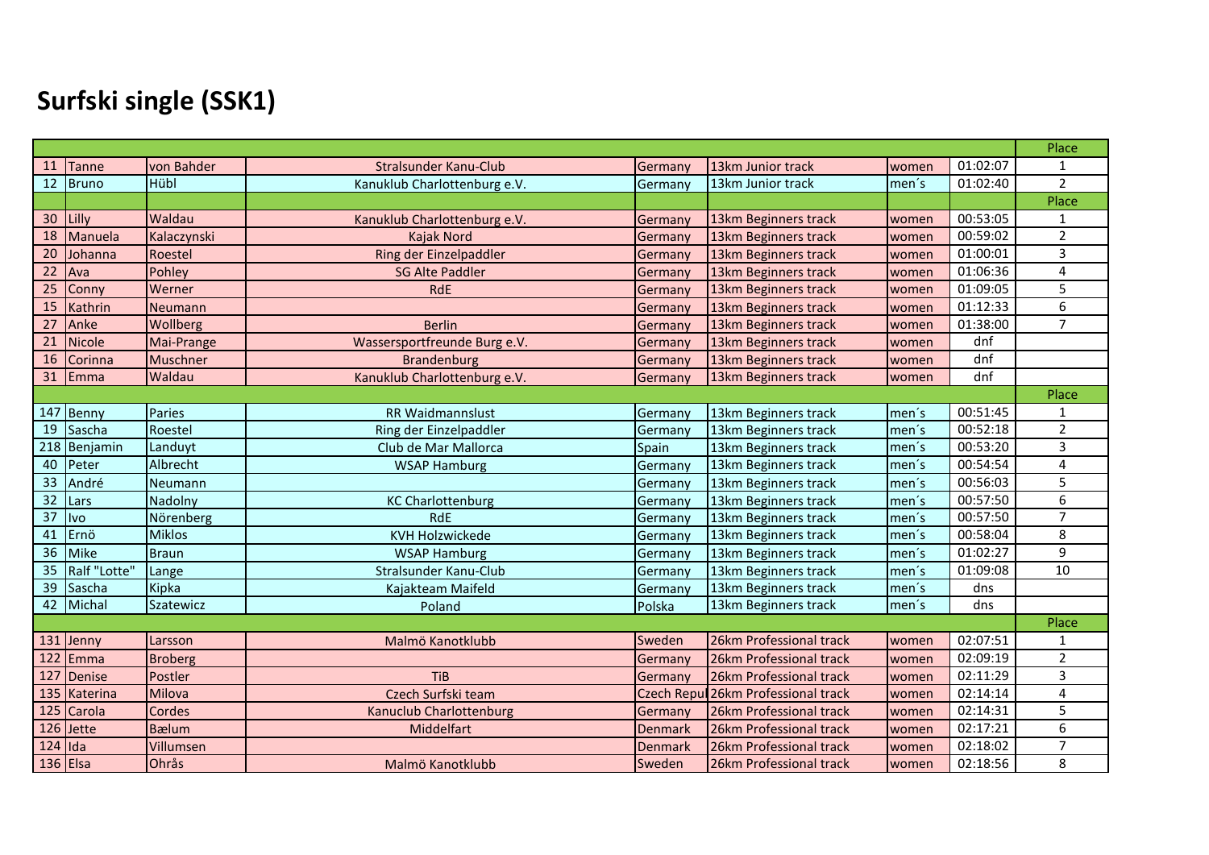# Surfski single (SSK1)

| | | | | | | | | Place |
|---|---|---|---|---|---|---|---|---|
| 11 | Tanne | von Bahder | Stralsunder Kanu-Club | Germany | 13km Junior track | women | 01:02:07 | 1 |
| 12 | Bruno | Hübl | Kanuklub Charlottenburg e.V. | Germany | 13km Junior track | men´s | 01:02:40 | 2 |
| | | | | | | | | Place |
| 30 | Lilly | Waldau | Kanuklub Charlottenburg e.V. | Germany | 13km Beginners track | women | 00:53:05 | 1 |
| 18 | Manuela | Kalaczynski | Kajak Nord | Germany | 13km Beginners track | women | 00:59:02 | 2 |
| 20 | Johanna | Roestel | Ring der Einzelpaddler | Germany | 13km Beginners track | women | 01:00:01 | 3 |
| 22 | Ava | Pohley | SG Alte Paddler | Germany | 13km Beginners track | women | 01:06:36 | 4 |
| 25 | Conny | Werner | RdE | Germany | 13km Beginners track | women | 01:09:05 | 5 |
| 15 | Kathrin | Neumann | | Germany | 13km Beginners track | women | 01:12:33 | 6 |
| 27 | Anke | Wollberg | Berlin | Germany | 13km Beginners track | women | 01:38:00 | 7 |
| 21 | Nicole | Mai-Prange | Wassersportfreunde Burg e.V. | Germany | 13km Beginners track | women | dnf | |
| 16 | Corinna | Muschner | Brandenburg | Germany | 13km Beginners track | women | dnf | |
| 31 | Emma | Waldau | Kanuklub Charlottenburg e.V. | Germany | 13km Beginners track | women | dnf | |
| | | | | | | | | Place |
| 147 | Benny | Paries | RR Waidmannslust | Germany | 13km Beginners track | men´s | 00:51:45 | 1 |
| 19 | Sascha | Roestel | Ring der Einzelpaddler | Germany | 13km Beginners track | men´s | 00:52:18 | 2 |
| 218 | Benjamin | Landuyt | Club de Mar Mallorca | Spain | 13km Beginners track | men´s | 00:53:20 | 3 |
| 40 | Peter | Albrecht | WSAP Hamburg | Germany | 13km Beginners track | men´s | 00:54:54 | 4 |
| 33 | André | Neumann | | Germany | 13km Beginners track | men´s | 00:56:03 | 5 |
| 32 | Lars | Nadolny | KC Charlottenburg | Germany | 13km Beginners track | men´s | 00:57:50 | 6 |
| 37 | Ivo | Nörenberg | RdE | Germany | 13km Beginners track | men´s | 00:57:50 | 7 |
| 41 | Ernö | Miklos | KVH Holzwickede | Germany | 13km Beginners track | men´s | 00:58:04 | 8 |
| 36 | Mike | Braun | WSAP Hamburg | Germany | 13km Beginners track | men´s | 01:02:27 | 9 |
| 35 | Ralf "Lotte" | Lange | Stralsunder Kanu-Club | Germany | 13km Beginners track | men´s | 01:09:08 | 10 |
| 39 | Sascha | Kipka | Kajakteam Maifeld | Germany | 13km Beginners track | men´s | dns | |
| 42 | Michal | Szatewicz | Poland | Polska | 13km Beginners track | men´s | dns | |
| | | | | | | | | Place |
| 131 | Jenny | Larsson | Malmö Kanotklubb | Sweden | 26km Professional track | women | 02:07:51 | 1 |
| 122 | Emma | Broberg | | Germany | 26km Professional track | women | 02:09:19 | 2 |
| 127 | Denise | Postler | TiB | Germany | 26km Professional track | women | 02:11:29 | 3 |
| 135 | Katerina | Milova | Czech Surfski team | Czech Repu | 26km Professional track | women | 02:14:14 | 4 |
| 125 | Carola | Cordes | Kanuclub Charlottenburg | Germany | 26km Professional track | women | 02:14:31 | 5 |
| 126 | Jette | Bælum | Middelfart | Denmark | 26km Professional track | women | 02:17:21 | 6 |
| 124 | Ida | Villumsen | | Denmark | 26km Professional track | women | 02:18:02 | 7 |
| 136 | Elsa | Ohrås | Malmö Kanotklubb | Sweden | 26km Professional track | women | 02:18:56 | 8 |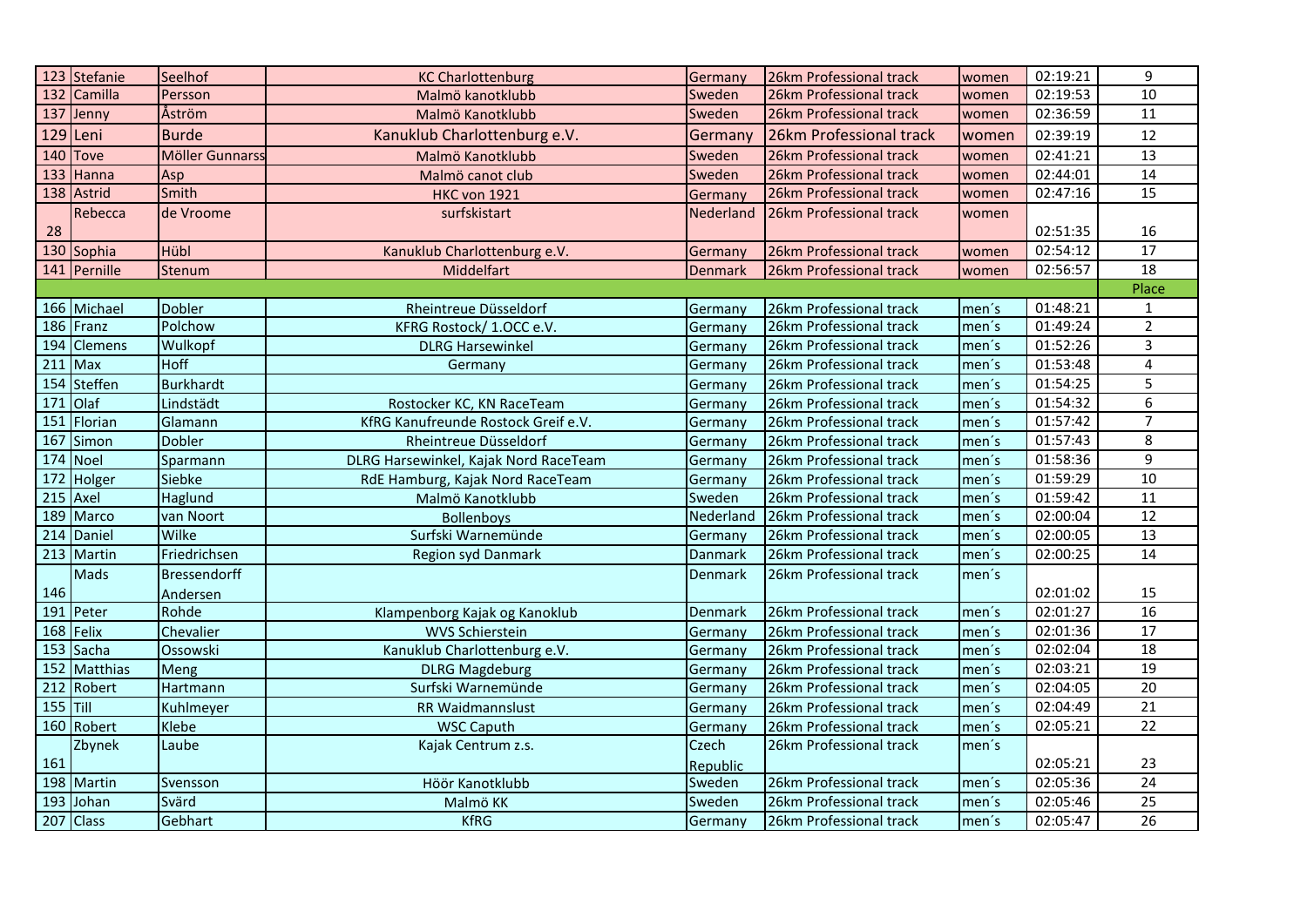| | | | | | | | | |
|---|---|---|---|---|---|---|---|---|
| 123 | Stefanie | Seelhof | KC Charlottenburg | Germany | 26km Professional track | women | 02:19:21 | 9 |
| 132 | Camilla | Persson | Malmö kanotklubb | Sweden | 26km Professional track | women | 02:19:53 | 10 |
| 137 | Jenny | Åström | Malmö Kanotklubb | Sweden | 26km Professional track | women | 02:36:59 | 11 |
| 129 | Leni | Burde | Kanuklub Charlottenburg e.V. | Germany | 26km Professional track | women | 02:39:19 | 12 |
| 140 | Tove | Möller Gunnarss | Malmö Kanotklubb | Sweden | 26km Professional track | women | 02:41:21 | 13 |
| 133 | Hanna | Asp | Malmö canot club | Sweden | 26km Professional track | women | 02:44:01 | 14 |
| 138 | Astrid | Smith | HKC von 1921 | Germany | 26km Professional track | women | 02:47:16 | 15 |
| 28 | Rebecca | de Vroome | surfskistart | Nederland | 26km Professional track | women | 02:51:35 | 16 |
| 130 | Sophia | Hübl | Kanuklub Charlottenburg e.V. | Germany | 26km Professional track | women | 02:54:12 | 17 |
| 141 | Pernille | Stenum | Middelfart | Denmark | 26km Professional track | women | 02:56:57 | 18 |
| | | | | | | | | Place |
| 166 | Michael | Dobler | Rheintreue Düsseldorf | Germany | 26km Professional track | men´s | 01:48:21 | 1 |
| 186 | Franz | Polchow | KFRG Rostock/ 1.OCC e.V. | Germany | 26km Professional track | men´s | 01:49:24 | 2 |
| 194 | Clemens | Wulkopf | DLRG Harsewinkel | Germany | 26km Professional track | men´s | 01:52:26 | 3 |
| 211 | Max | Hoff | Germany | Germany | 26km Professional track | men´s | 01:53:48 | 4 |
| 154 | Steffen | Burkhardt | | Germany | 26km Professional track | men´s | 01:54:25 | 5 |
| 171 | Olaf | Lindstädt | Rostocker KC, KN RaceTeam | Germany | 26km Professional track | men´s | 01:54:32 | 6 |
| 151 | Florian | Glamann | KfRG Kanufreunde Rostock Greif e.V. | Germany | 26km Professional track | men´s | 01:57:42 | 7 |
| 167 | Simon | Dobler | Rheintreue Düsseldorf | Germany | 26km Professional track | men´s | 01:57:43 | 8 |
| 174 | Noel | Sparmann | DLRG Harsewinkel, Kajak Nord RaceTeam | Germany | 26km Professional track | men´s | 01:58:36 | 9 |
| 172 | Holger | Siebke | RdE Hamburg, Kajak Nord RaceTeam | Germany | 26km Professional track | men´s | 01:59:29 | 10 |
| 215 | Axel | Haglund | Malmö Kanotklubb | Sweden | 26km Professional track | men´s | 01:59:42 | 11 |
| 189 | Marco | van Noort | Bollenboys | Nederland | 26km Professional track | men´s | 02:00:04 | 12 |
| 214 | Daniel | Wilke | Surfski Warnemünde | Germany | 26km Professional track | men´s | 02:00:05 | 13 |
| 213 | Martin | Friedrichsen | Region syd Danmark | Danmark | 26km Professional track | men´s | 02:00:25 | 14 |
| 146 | Mads | Bressendorff Andersen | | Denmark | 26km Professional track | men´s | 02:01:02 | 15 |
| 191 | Peter | Rohde | Klampenborg Kajak og Kanoklub | Denmark | 26km Professional track | men´s | 02:01:27 | 16 |
| 168 | Felix | Chevalier | WVS Schierstein | Germany | 26km Professional track | men´s | 02:01:36 | 17 |
| 153 | Sacha | Ossowski | Kanuklub Charlottenburg e.V. | Germany | 26km Professional track | men´s | 02:02:04 | 18 |
| 152 | Matthias | Meng | DLRG Magdeburg | Germany | 26km Professional track | men´s | 02:03:21 | 19 |
| 212 | Robert | Hartmann | Surfski Warnemünde | Germany | 26km Professional track | men´s | 02:04:05 | 20 |
| 155 | Till | Kuhlmeyer | RR Waidmannslust | Germany | 26km Professional track | men´s | 02:04:49 | 21 |
| 160 | Robert | Klebe | WSC Caputh | Germany | 26km Professional track | men´s | 02:05:21 | 22 |
| 161 | Zbynek | Laube | Kajak Centrum z.s. | Czech Republic | 26km Professional track | men´s | 02:05:21 | 23 |
| 198 | Martin | Svensson | Höör Kanotklubb | Sweden | 26km Professional track | men´s | 02:05:36 | 24 |
| 193 | Johan | Svärd | Malmö KK | Sweden | 26km Professional track | men´s | 02:05:46 | 25 |
| 207 | Class | Gebhart | KfRG | Germany | 26km Professional track | men´s | 02:05:47 | 26 |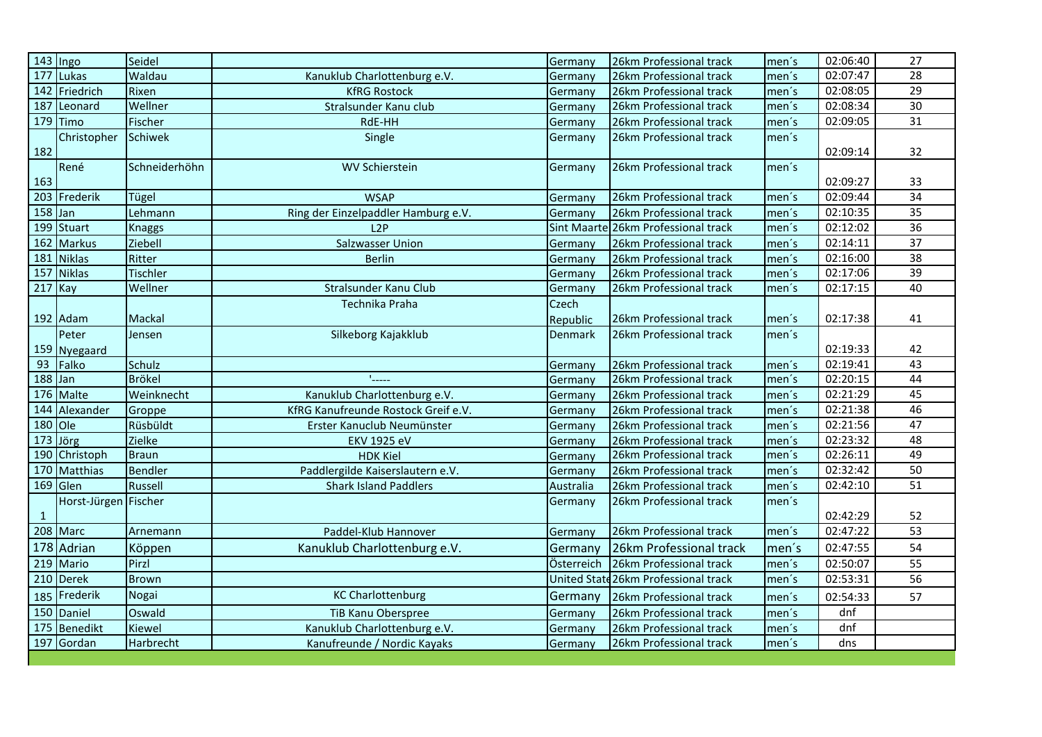| | | | | | | | | |
|---|---|---|---|---|---|---|---|---|
| 143 | Ingo | Seidel | | Germany | 26km Professional track | men´s | 02:06:40 | 27 |
| 177 | Lukas | Waldau | Kanuklub Charlottenburg e.V. | Germany | 26km Professional track | men´s | 02:07:47 | 28 |
| 142 | Friedrich | Rixen | KfRG Rostock | Germany | 26km Professional track | men´s | 02:08:05 | 29 |
| 187 | Leonard | Wellner | Stralsunder Kanu club | Germany | 26km Professional track | men´s | 02:08:34 | 30 |
| 179 | Timo | Fischer | RdE-HH | Germany | 26km Professional track | men´s | 02:09:05 | 31 |
| 182 | Christopher | Schiwek | Single | Germany | 26km Professional track | men´s | 02:09:14 | 32 |
| 163 | René | Schneiderhöhn | WV Schierstein | Germany | 26km Professional track | men´s | 02:09:27 | 33 |
| 203 | Frederik | Tügel | WSAP | Germany | 26km Professional track | men´s | 02:09:44 | 34 |
| 158 | Jan | Lehmann | Ring der Einzelpaddler Hamburg e.V. | Germany | 26km Professional track | men´s | 02:10:35 | 35 |
| 199 | Stuart | Knaggs | L2P | Sint Maarte | 26km Professional track | men´s | 02:12:02 | 36 |
| 162 | Markus | Ziebell | Salzwasser Union | Germany | 26km Professional track | men´s | 02:14:11 | 37 |
| 181 | Niklas | Ritter | Berlin | Germany | 26km Professional track | men´s | 02:16:00 | 38 |
| 157 | Niklas | Tischler | | Germany | 26km Professional track | men´s | 02:17:06 | 39 |
| 217 | Kay | Wellner | Stralsunder Kanu Club | Germany | 26km Professional track | men´s | 02:17:15 | 40 |
| 192 | Adam | Mackal | Technika Praha | Czech Republic | 26km Professional track | men´s | 02:17:38 | 41 |
| 159 | Peter Nyegaard | Jensen | Silkeborg Kajakklub | Denmark | 26km Professional track | men´s | 02:19:33 | 42 |
| 93 | Falko | Schulz | | Germany | 26km Professional track | men´s | 02:19:41 | 43 |
| 188 | Jan | Brökel | '----- | Germany | 26km Professional track | men´s | 02:20:15 | 44 |
| 176 | Malte | Weinknecht | Kanuklub Charlottenburg e.V. | Germany | 26km Professional track | men´s | 02:21:29 | 45 |
| 144 | Alexander | Groppe | KfRG Kanufreunde Rostock Greif e.V. | Germany | 26km Professional track | men´s | 02:21:38 | 46 |
| 180 | Ole | Rüsbüldt | Erster Kanuclub Neumünster | Germany | 26km Professional track | men´s | 02:21:56 | 47 |
| 173 | Jörg | Zielke | EKV 1925 eV | Germany | 26km Professional track | men´s | 02:23:32 | 48 |
| 190 | Christoph | Braun | HDK Kiel | Germany | 26km Professional track | men´s | 02:26:11 | 49 |
| 170 | Matthias | Bendler | Paddlergilde Kaiserslautern e.V. | Germany | 26km Professional track | men´s | 02:32:42 | 50 |
| 169 | Glen | Russell | Shark Island Paddlers | Australia | 26km Professional track | men´s | 02:42:10 | 51 |
| 1 | Horst-Jürgen | Fischer | | Germany | 26km Professional track | men´s | 02:42:29 | 52 |
| 208 | Marc | Arnemann | Paddel-Klub Hannover | Germany | 26km Professional track | men´s | 02:47:22 | 53 |
| 178 | Adrian | Köppen | Kanuklub Charlottenburg e.V. | Germany | 26km Professional track | men´s | 02:47:55 | 54 |
| 219 | Mario | Pirzl | | Österreich | 26km Professional track | men´s | 02:50:07 | 55 |
| 210 | Derek | Brown | | United State | 26km Professional track | men´s | 02:53:31 | 56 |
| 185 | Frederik | Nogai | KC Charlottenburg | Germany | 26km Professional track | men´s | 02:54:33 | 57 |
| 150 | Daniel | Oswald | TiB Kanu Oberspree | Germany | 26km Professional track | men´s | dnf | |
| 175 | Benedikt | Kiewel | Kanuklub Charlottenburg e.V. | Germany | 26km Professional track | men´s | dnf | |
| 197 | Gordan | Harbrecht | Kanufreunde / Nordic Kayaks | Germany | 26km Professional track | men´s | dns | |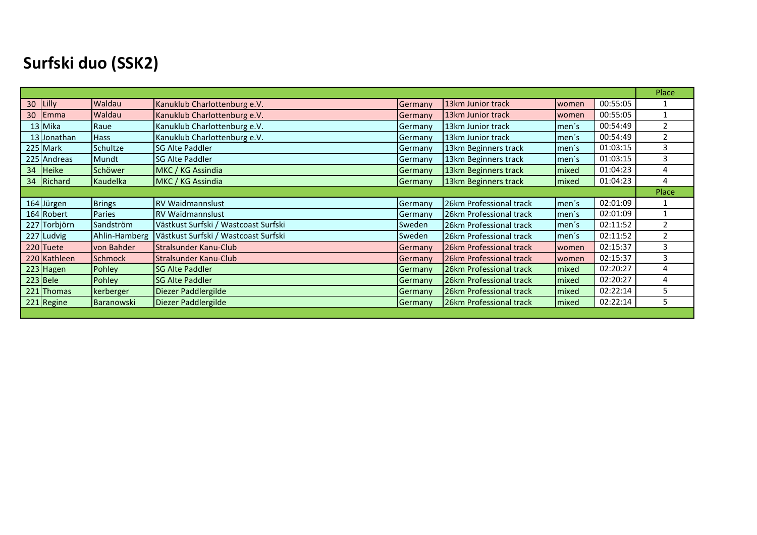# Surfski duo (SSK2)

| | | | | | | | | Place |
|---|---|---|---|---|---|---|---|---|
| 30 | Lilly | Waldau | Kanuklub Charlottenburg e.V. | Germany | 13km Junior track | women | 00:55:05 | 1 |
| 30 | Emma | Waldau | Kanuklub Charlottenburg e.V. | Germany | 13km Junior track | women | 00:55:05 | 1 |
| 13 | Mika | Raue | Kanuklub Charlottenburg e.V. | Germany | 13km Junior track | men´s | 00:54:49 | 2 |
| 13 | Jonathan | Hass | Kanuklub Charlottenburg e.V. | Germany | 13km Junior track | men´s | 00:54:49 | 2 |
| 225 | Mark | Schultze | SG Alte Paddler | Germany | 13km Beginners track | men´s | 01:03:15 | 3 |
| 225 | Andreas | Mundt | SG Alte Paddler | Germany | 13km Beginners track | men´s | 01:03:15 | 3 |
| 34 | Heike | Schöwer | MKC / KG Assindia | Germany | 13km Beginners track | mixed | 01:04:23 | 4 |
| 34 | Richard | Kaudelka | MKC / KG Assindia | Germany | 13km Beginners track | mixed | 01:04:23 | 4 |
| | | | | | | | | Place |
| 164 | Jürgen | Brings | RV Waidmannslust | Germany | 26km Professional track | men´s | 02:01:09 | 1 |
| 164 | Robert | Paries | RV Waidmannslust | Germany | 26km Professional track | men´s | 02:01:09 | 1 |
| 227 | Torbjörn | Sandström | Västkust Surfski / Wastcoast Surfski | Sweden | 26km Professional track | men´s | 02:11:52 | 2 |
| 227 | Ludvig | Ahlin-Hamberg | Västkust Surfski / Wastcoast Surfski | Sweden | 26km Professional track | men´s | 02:11:52 | 2 |
| 220 | Tuete | von Bahder | Stralsunder Kanu-Club | Germany | 26km Professional track | women | 02:15:37 | 3 |
| 220 | Kathleen | Schmock | Stralsunder Kanu-Club | Germany | 26km Professional track | women | 02:15:37 | 3 |
| 223 | Hagen | Pohley | SG Alte Paddler | Germany | 26km Professional track | mixed | 02:20:27 | 4 |
| 223 | Bele | Pohley | SG Alte Paddler | Germany | 26km Professional track | mixed | 02:20:27 | 4 |
| 221 | Thomas | kerberger | Diezer Paddlergilde | Germany | 26km Professional track | mixed | 02:22:14 | 5 |
| 221 | Regine | Baranowski | Diezer Paddlergilde | Germany | 26km Professional track | mixed | 02:22:14 | 5 |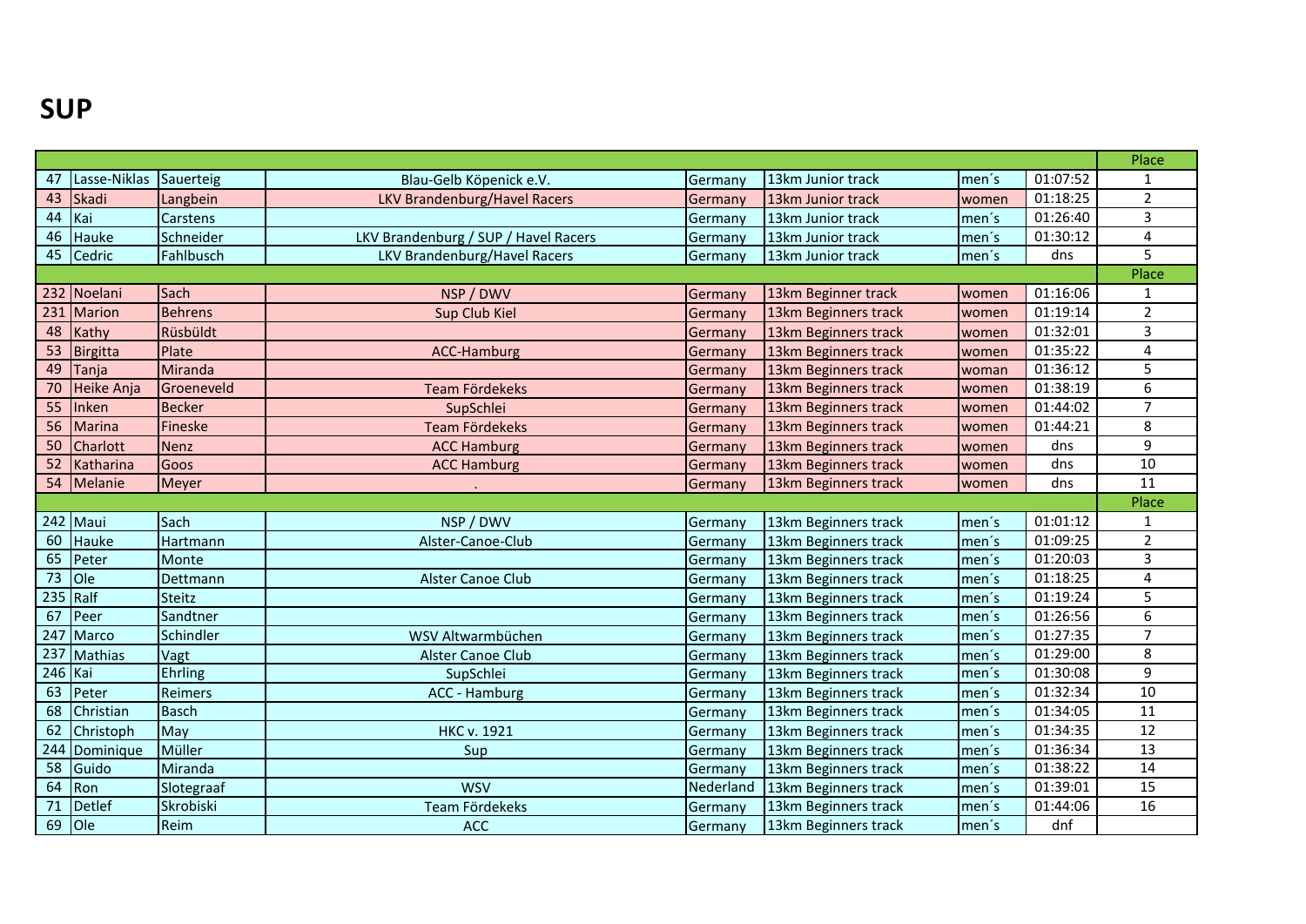# SUP

| | | | | | | | | Place |
|---|---|---|---|---|---|---|---|---|
| 47 | Lasse-Niklas | Sauerteig | Blau-Gelb Köpenick e.V. | Germany | 13km Junior track | men´s | 01:07:52 | 1 |
| 43 | Skadi | Langbein | LKV Brandenburg/Havel Racers | Germany | 13km Junior track | women | 01:18:25 | 2 |
| 44 | Kai | Carstens | | Germany | 13km Junior track | men´s | 01:26:40 | 3 |
| 46 | Hauke | Schneider | LKV Brandenburg / SUP / Havel Racers | Germany | 13km Junior track | men´s | 01:30:12 | 4 |
| 45 | Cedric | Fahlbusch | LKV Brandenburg/Havel Racers | Germany | 13km Junior track | men´s | dns | 5 |
| | | | | | | | | Place |
| 232 | Noelani | Sach | NSP / DWV | Germany | 13km Beginner track | women | 01:16:06 | 1 |
| 231 | Marion | Behrens | Sup Club Kiel | Germany | 13km Beginners track | women | 01:19:14 | 2 |
| 48 | Kathy | Rüsbüldt | | Germany | 13km Beginners track | women | 01:32:01 | 3 |
| 53 | Birgitta | Plate | ACC-Hamburg | Germany | 13km Beginners track | women | 01:35:22 | 4 |
| 49 | Tanja | Miranda | | Germany | 13km Beginners track | woman | 01:36:12 | 5 |
| 70 | Heike Anja | Groeneveld | Team Fördekeks | Germany | 13km Beginners track | women | 01:38:19 | 6 |
| 55 | Inken | Becker | SupSchlei | Germany | 13km Beginners track | women | 01:44:02 | 7 |
| 56 | Marina | Fineske | Team Fördekeks | Germany | 13km Beginners track | women | 01:44:21 | 8 |
| 50 | Charlott | Nenz | ACC Hamburg | Germany | 13km Beginners track | women | dns | 9 |
| 52 | Katharina | Goos | ACC Hamburg | Germany | 13km Beginners track | women | dns | 10 |
| 54 | Melanie | Meyer | . | Germany | 13km Beginners track | women | dns | 11 |
| | | | | | | | | Place |
| 242 | Maui | Sach | NSP / DWV | Germany | 13km Beginners track | men´s | 01:01:12 | 1 |
| 60 | Hauke | Hartmann | Alster-Canoe-Club | Germany | 13km Beginners track | men´s | 01:09:25 | 2 |
| 65 | Peter | Monte | | Germany | 13km Beginners track | men´s | 01:20:03 | 3 |
| 73 | Ole | Dettmann | Alster Canoe Club | Germany | 13km Beginners track | men´s | 01:18:25 | 4 |
| 235 | Ralf | Steitz | | Germany | 13km Beginners track | men´s | 01:19:24 | 5 |
| 67 | Peer | Sandtner | | Germany | 13km Beginners track | men´s | 01:26:56 | 6 |
| 247 | Marco | Schindler | WSV Altwarmbüchen | Germany | 13km Beginners track | men´s | 01:27:35 | 7 |
| 237 | Mathias | Vagt | Alster Canoe Club | Germany | 13km Beginners track | men´s | 01:29:00 | 8 |
| 246 | Kai | Ehrling | SupSchlei | Germany | 13km Beginners track | men´s | 01:30:08 | 9 |
| 63 | Peter | Reimers | ACC - Hamburg | Germany | 13km Beginners track | men´s | 01:32:34 | 10 |
| 68 | Christian | Basch | | Germany | 13km Beginners track | men´s | 01:34:05 | 11 |
| 62 | Christoph | May | HKC v. 1921 | Germany | 13km Beginners track | men´s | 01:34:35 | 12 |
| 244 | Dominique | Müller | Sup | Germany | 13km Beginners track | men´s | 01:36:34 | 13 |
| 58 | Guido | Miranda | | Germany | 13km Beginners track | men´s | 01:38:22 | 14 |
| 64 | Ron | Slotegraaf | WSV | Nederland | 13km Beginners track | men´s | 01:39:01 | 15 |
| 71 | Detlef | Skrobiski | Team Fördekeks | Germany | 13km Beginners track | men´s | 01:44:06 | 16 |
| 69 | Ole | Reim | ACC | Germany | 13km Beginners track | men´s | dnf | |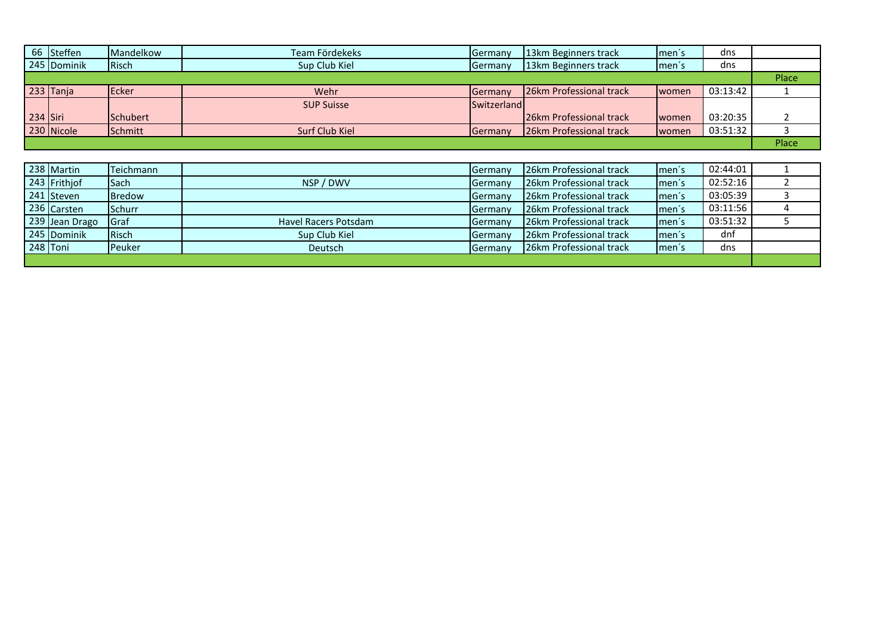| | | | | | | | | |
|---|---|---|---|---|---|---|---|---|
| 66 | Steffen | Mandelkow | Team Fördekeks | Germany | 13km Beginners track | men´s | dns | |
| 245 | Dominik | Risch | Sup Club Kiel | Germany | 13km Beginners track | men´s | dns | |
| | | | | | | | | Place |
| 233 | Tanja | Ecker | Wehr | Germany | 26km Professional track | women | 03:13:42 | 1 |
| 234 | Siri | Schubert | SUP Suisse | Switzerland | 26km Professional track | women | 03:20:35 | 2 |
| 230 | Nicole | Schmitt | Surf Club Kiel | Germany | 26km Professional track | women | 03:51:32 | 3 |
| | | | | | | | | Place |

| | | | | | | | | |
|---|---|---|---|---|---|---|---|---|
| 238 | Martin | Teichmann | | Germany | 26km Professional track | men´s | 02:44:01 | 1 |
| 243 | Frithjof | Sach | NSP / DWV | Germany | 26km Professional track | men´s | 02:52:16 | 2 |
| 241 | Steven | Bredow | | Germany | 26km Professional track | men´s | 03:05:39 | 3 |
| 236 | Carsten | Schurr | | Germany | 26km Professional track | men´s | 03:11:56 | 4 |
| 239 | Jean Drago | Graf | Havel Racers Potsdam | Germany | 26km Professional track | men´s | 03:51:32 | 5 |
| 245 | Dominik | Risch | Sup Club Kiel | Germany | 26km Professional track | men´s | dnf | |
| 248 | Toni | Peuker | Deutsch | Germany | 26km Professional track | men´s | dns | |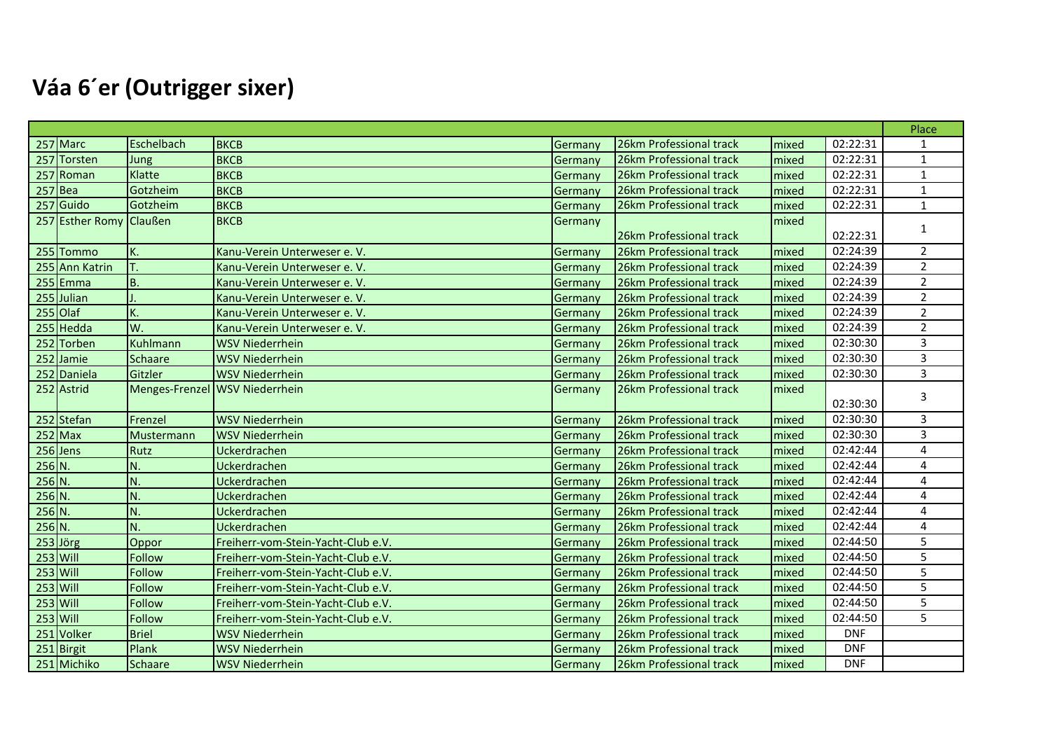# Váa 6´er (Outrigger sixer)

| | | | | | | | | Place |
|---|---|---|---|---|---|---|---|---|
| 257 | Marc | Eschelbach | BKCB | Germany | 26km Professional track | mixed | 02:22:31 | 1 |
| 257 | Torsten | Jung | BKCB | Germany | 26km Professional track | mixed | 02:22:31 | 1 |
| 257 | Roman | Klatte | BKCB | Germany | 26km Professional track | mixed | 02:22:31 | 1 |
| 257 | Bea | Gotzheim | BKCB | Germany | 26km Professional track | mixed | 02:22:31 | 1 |
| 257 | Guido | Gotzheim | BKCB | Germany | 26km Professional track | mixed | 02:22:31 | 1 |
| 257 | Esther Romy | Claußen | BKCB | Germany | 26km Professional track | mixed | 02:22:31 | 1 |
| 255 | Tommo | K. | Kanu-Verein Unterweser e. V. | Germany | 26km Professional track | mixed | 02:24:39 | 2 |
| 255 | Ann Katrin | T. | Kanu-Verein Unterweser e. V. | Germany | 26km Professional track | mixed | 02:24:39 | 2 |
| 255 | Emma | B. | Kanu-Verein Unterweser e. V. | Germany | 26km Professional track | mixed | 02:24:39 | 2 |
| 255 | Julian | J. | Kanu-Verein Unterweser e. V. | Germany | 26km Professional track | mixed | 02:24:39 | 2 |
| 255 | Olaf | K. | Kanu-Verein Unterweser e. V. | Germany | 26km Professional track | mixed | 02:24:39 | 2 |
| 255 | Hedda | W. | Kanu-Verein Unterweser e. V. | Germany | 26km Professional track | mixed | 02:24:39 | 2 |
| 252 | Torben | Kuhlmann | WSV Niederrhein | Germany | 26km Professional track | mixed | 02:30:30 | 3 |
| 252 | Jamie | Schaare | WSV Niederrhein | Germany | 26km Professional track | mixed | 02:30:30 | 3 |
| 252 | Daniela | Gitzler | WSV Niederrhein | Germany | 26km Professional track | mixed | 02:30:30 | 3 |
| 252 | Astrid | Menges-Frenzel | WSV Niederrhein | Germany | 26km Professional track | mixed | 02:30:30 | 3 |
| 252 | Stefan | Frenzel | WSV Niederrhein | Germany | 26km Professional track | mixed | 02:30:30 | 3 |
| 252 | Max | Mustermann | WSV Niederrhein | Germany | 26km Professional track | mixed | 02:30:30 | 3 |
| 256 | Jens | Rutz | Uckerdrachen | Germany | 26km Professional track | mixed | 02:42:44 | 4 |
| 256 | N. | N. | Uckerdrachen | Germany | 26km Professional track | mixed | 02:42:44 | 4 |
| 256 | N. | N. | Uckerdrachen | Germany | 26km Professional track | mixed | 02:42:44 | 4 |
| 256 | N. | N. | Uckerdrachen | Germany | 26km Professional track | mixed | 02:42:44 | 4 |
| 256 | N. | N. | Uckerdrachen | Germany | 26km Professional track | mixed | 02:42:44 | 4 |
| 256 | N. | N. | Uckerdrachen | Germany | 26km Professional track | mixed | 02:42:44 | 4 |
| 253 | Jörg | Oppor | Freiherr-vom-Stein-Yacht-Club e.V. | Germany | 26km Professional track | mixed | 02:44:50 | 5 |
| 253 | Will | Follow | Freiherr-vom-Stein-Yacht-Club e.V. | Germany | 26km Professional track | mixed | 02:44:50 | 5 |
| 253 | Will | Follow | Freiherr-vom-Stein-Yacht-Club e.V. | Germany | 26km Professional track | mixed | 02:44:50 | 5 |
| 253 | Will | Follow | Freiherr-vom-Stein-Yacht-Club e.V. | Germany | 26km Professional track | mixed | 02:44:50 | 5 |
| 253 | Will | Follow | Freiherr-vom-Stein-Yacht-Club e.V. | Germany | 26km Professional track | mixed | 02:44:50 | 5 |
| 253 | Will | Follow | Freiherr-vom-Stein-Yacht-Club e.V. | Germany | 26km Professional track | mixed | 02:44:50 | 5 |
| 251 | Volker | Briel | WSV Niederrhein | Germany | 26km Professional track | mixed | DNF | |
| 251 | Birgit | Plank | WSV Niederrhein | Germany | 26km Professional track | mixed | DNF | |
| 251 | Michiko | Schaare | WSV Niederrhein | Germany | 26km Professional track | mixed | DNF | |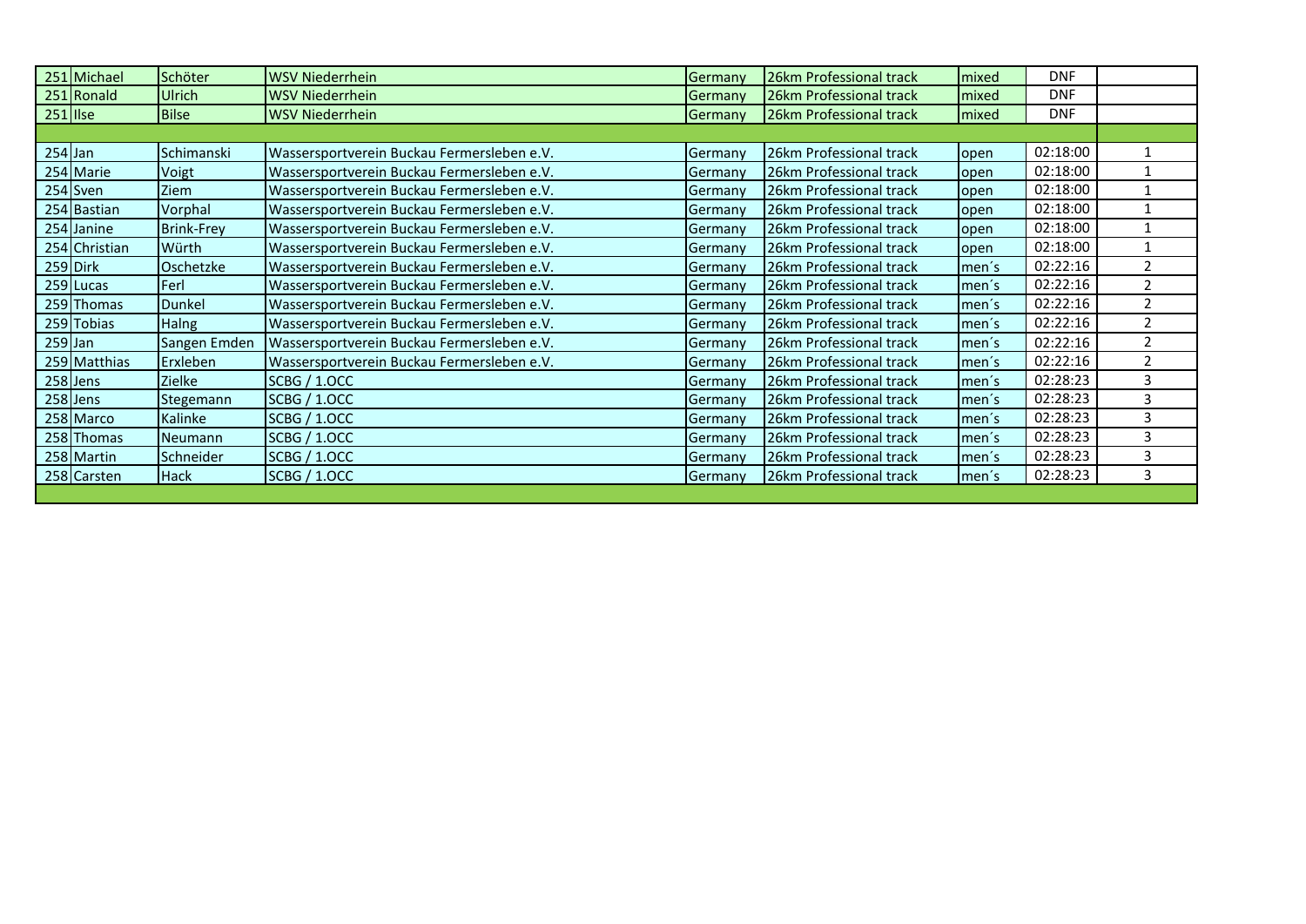| | | | | | | | | |
|---|---|---|---|---|---|---|---|---|
| 251 | Michael | Schöter | WSV Niederrhein | Germany | 26km Professional track | mixed | DNF | |
| 251 | Ronald | Ulrich | WSV Niederrhein | Germany | 26km Professional track | mixed | DNF | |
| 251 | Ilse | Bilse | WSV Niederrhein | Germany | 26km Professional track | mixed | DNF | |
| | | | | | | | | |
| 254 | Jan | Schimanski | Wassersportverein Buckau Fermersleben e.V. | Germany | 26km Professional track | open | 02:18:00 | 1 |
| 254 | Marie | Voigt | Wassersportverein Buckau Fermersleben e.V. | Germany | 26km Professional track | open | 02:18:00 | 1 |
| 254 | Sven | Ziem | Wassersportverein Buckau Fermersleben e.V. | Germany | 26km Professional track | open | 02:18:00 | 1 |
| 254 | Bastian | Vorphal | Wassersportverein Buckau Fermersleben e.V. | Germany | 26km Professional track | open | 02:18:00 | 1 |
| 254 | Janine | Brink-Frey | Wassersportverein Buckau Fermersleben e.V. | Germany | 26km Professional track | open | 02:18:00 | 1 |
| 254 | Christian | Würth | Wassersportverein Buckau Fermersleben e.V. | Germany | 26km Professional track | open | 02:18:00 | 1 |
| 259 | Dirk | Oschetzke | Wassersportverein Buckau Fermersleben e.V. | Germany | 26km Professional track | men´s | 02:22:16 | 2 |
| 259 | Lucas | Ferl | Wassersportverein Buckau Fermersleben e.V. | Germany | 26km Professional track | men´s | 02:22:16 | 2 |
| 259 | Thomas | Dunkel | Wassersportverein Buckau Fermersleben e.V. | Germany | 26km Professional track | men´s | 02:22:16 | 2 |
| 259 | Tobias | Halng | Wassersportverein Buckau Fermersleben e.V. | Germany | 26km Professional track | men´s | 02:22:16 | 2 |
| 259 | Jan | Sangen Emden | Wassersportverein Buckau Fermersleben e.V. | Germany | 26km Professional track | men´s | 02:22:16 | 2 |
| 259 | Matthias | Erxleben | Wassersportverein Buckau Fermersleben e.V. | Germany | 26km Professional track | men´s | 02:22:16 | 2 |
| 258 | Jens | Zielke | SCBG / 1.OCC | Germany | 26km Professional track | men´s | 02:28:23 | 3 |
| 258 | Jens | Stegemann | SCBG / 1.OCC | Germany | 26km Professional track | men´s | 02:28:23 | 3 |
| 258 | Marco | Kalinke | SCBG / 1.OCC | Germany | 26km Professional track | men´s | 02:28:23 | 3 |
| 258 | Thomas | Neumann | SCBG / 1.OCC | Germany | 26km Professional track | men´s | 02:28:23 | 3 |
| 258 | Martin | Schneider | SCBG / 1.OCC | Germany | 26km Professional track | men´s | 02:28:23 | 3 |
| 258 | Carsten | Hack | SCBG / 1.OCC | Germany | 26km Professional track | men´s | 02:28:23 | 3 |